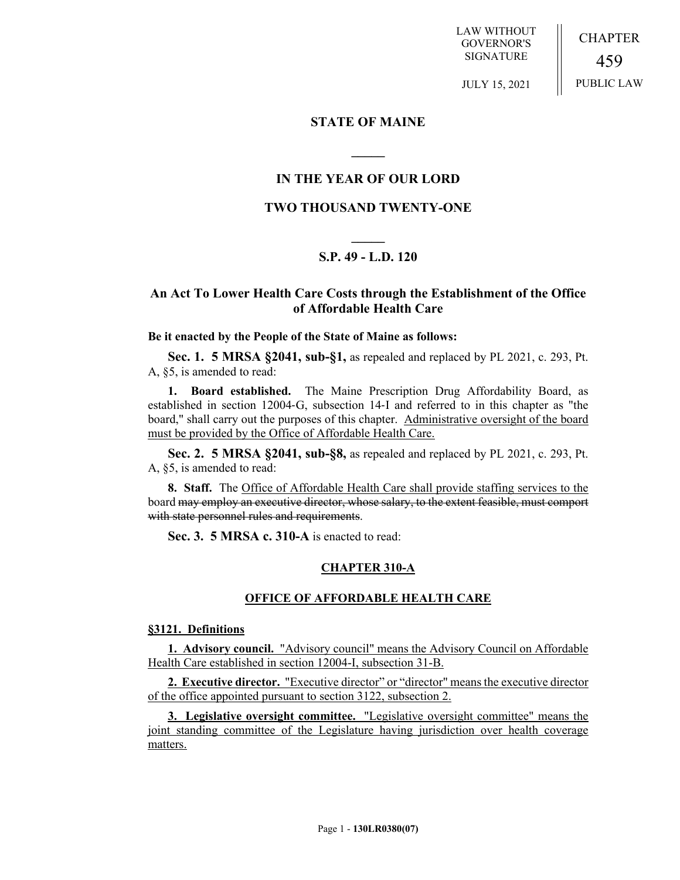LAW WITHOUT GOVERNOR'S SIGNATURE

JULY 15, 2021

CHAPTER 459

PUBLIC LAW

# STATE OF MAINE

## IN THE YEAR OF OUR LORD

## TWO THOUSAND TWENTY-ONE

## S.P. 49 - L.D. 120

## An Act To Lower Health Care Costs through the Establishment of the Office of Affordable Health Care

**Be it enacted by the People of the State of Maine as follows:**

**Sec. 1. 5 MRSA §2041, sub-§1,** as repealed and replaced by PL 2021, c. 293, Pt. A, §5, is amended to read:

**1. Board established.** The Maine Prescription Drug Affordability Board, as established in section 12004-G, subsection 14-I and referred to in this chapter as "the board," shall carry out the purposes of this chapter. <u>Administrative oversight of the board must be provided by the Office of Affordable Health Care.</u>

**Sec. 2. 5 MRSA §2041, sub-§8,** as repealed and replaced by PL 2021, c. 293, Pt. A, §5, is amended to read:

**8. Staff.** The <u>Office of Affordable Health Care shall provide staffing services to the</u> board ~~may employ an executive director, whose salary, to the extent feasible, must comport with state personnel rules and requirements~~.

**Sec. 3. 5 MRSA c. 310-A** is enacted to read:

### <u>CHAPTER 310-A</u>

### <u>OFFICE OF AFFORDABLE HEALTH CARE</u>

#### <u>§3121. Definitions</u>

<u>**1. Advisory council.** "Advisory council" means the Advisory Council on Affordable Health Care established in section 12004-I, subsection 31-B.</u>

<u>**2. Executive director.** "Executive director" or "director" means the executive director of the office appointed pursuant to section 3122, subsection 2.</u>

<u>**3. Legislative oversight committee.** "Legislative oversight committee" means the joint standing committee of the Legislature having jurisdiction over health coverage matters.</u>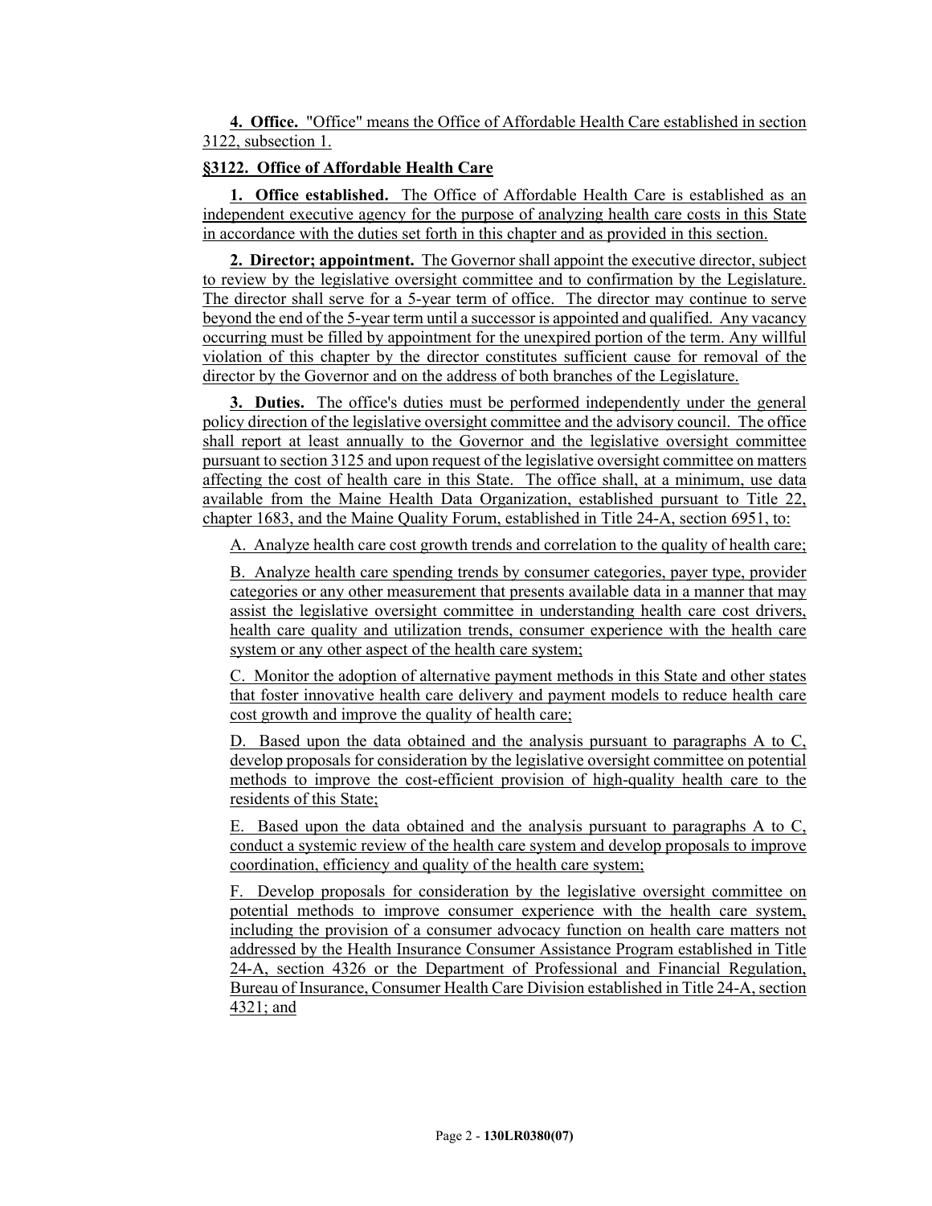**4. Office.** "Office" means the Office of Affordable Health Care established in section 3122, subsection 1.

**§3122. Office of Affordable Health Care**

**1. Office established.** The Office of Affordable Health Care is established as an independent executive agency for the purpose of analyzing health care costs in this State in accordance with the duties set forth in this chapter and as provided in this section.

**2. Director; appointment.** The Governor shall appoint the executive director, subject to review by the legislative oversight committee and to confirmation by the Legislature. The director shall serve for a 5-year term of office. The director may continue to serve beyond the end of the 5-year term until a successor is appointed and qualified. Any vacancy occurring must be filled by appointment for the unexpired portion of the term. Any willful violation of this chapter by the director constitutes sufficient cause for removal of the director by the Governor and on the address of both branches of the Legislature.

**3. Duties.** The office's duties must be performed independently under the general policy direction of the legislative oversight committee and the advisory council. The office shall report at least annually to the Governor and the legislative oversight committee pursuant to section 3125 and upon request of the legislative oversight committee on matters affecting the cost of health care in this State. The office shall, at a minimum, use data available from the Maine Health Data Organization, established pursuant to Title 22, chapter 1683, and the Maine Quality Forum, established in Title 24-A, section 6951, to:

A. Analyze health care cost growth trends and correlation to the quality of health care;

B. Analyze health care spending trends by consumer categories, payer type, provider categories or any other measurement that presents available data in a manner that may assist the legislative oversight committee in understanding health care cost drivers, health care quality and utilization trends, consumer experience with the health care system or any other aspect of the health care system;

C. Monitor the adoption of alternative payment methods in this State and other states that foster innovative health care delivery and payment models to reduce health care cost growth and improve the quality of health care;

D. Based upon the data obtained and the analysis pursuant to paragraphs A to C, develop proposals for consideration by the legislative oversight committee on potential methods to improve the cost-efficient provision of high-quality health care to the residents of this State;

E. Based upon the data obtained and the analysis pursuant to paragraphs A to C, conduct a systemic review of the health care system and develop proposals to improve coordination, efficiency and quality of the health care system;

F. Develop proposals for consideration by the legislative oversight committee on potential methods to improve consumer experience with the health care system, including the provision of a consumer advocacy function on health care matters not addressed by the Health Insurance Consumer Assistance Program established in Title 24-A, section 4326 or the Department of Professional and Financial Regulation, Bureau of Insurance, Consumer Health Care Division established in Title 24-A, section 4321; and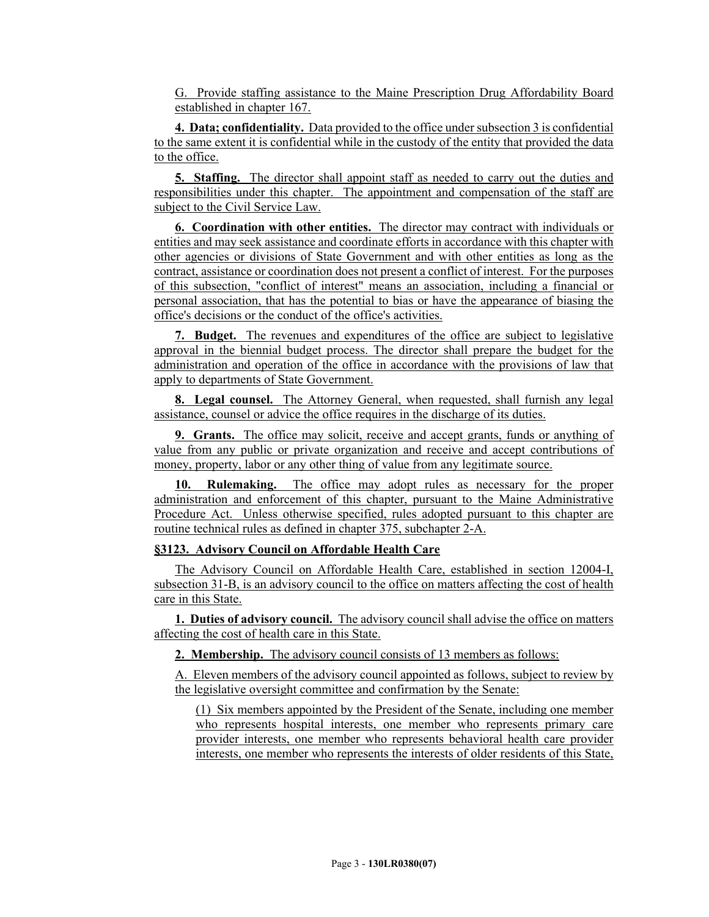G. Provide staffing assistance to the Maine Prescription Drug Affordability Board established in chapter 167.

**4. Data; confidentiality.** Data provided to the office under subsection 3 is confidential to the same extent it is confidential while in the custody of the entity that provided the data to the office.

**5. Staffing.** The director shall appoint staff as needed to carry out the duties and responsibilities under this chapter. The appointment and compensation of the staff are subject to the Civil Service Law.

**6. Coordination with other entities.** The director may contract with individuals or entities and may seek assistance and coordinate efforts in accordance with this chapter with other agencies or divisions of State Government and with other entities as long as the contract, assistance or coordination does not present a conflict of interest. For the purposes of this subsection, "conflict of interest" means an association, including a financial or personal association, that has the potential to bias or have the appearance of biasing the office's decisions or the conduct of the office's activities.

**7. Budget.** The revenues and expenditures of the office are subject to legislative approval in the biennial budget process. The director shall prepare the budget for the administration and operation of the office in accordance with the provisions of law that apply to departments of State Government.

**8. Legal counsel.** The Attorney General, when requested, shall furnish any legal assistance, counsel or advice the office requires in the discharge of its duties.

**9. Grants.** The office may solicit, receive and accept grants, funds or anything of value from any public or private organization and receive and accept contributions of money, property, labor or any other thing of value from any legitimate source.

**10. Rulemaking.** The office may adopt rules as necessary for the proper administration and enforcement of this chapter, pursuant to the Maine Administrative Procedure Act. Unless otherwise specified, rules adopted pursuant to this chapter are routine technical rules as defined in chapter 375, subchapter 2-A.

**§3123. Advisory Council on Affordable Health Care**

The Advisory Council on Affordable Health Care, established in section 12004-I, subsection 31-B, is an advisory council to the office on matters affecting the cost of health care in this State.

**1. Duties of advisory council.** The advisory council shall advise the office on matters affecting the cost of health care in this State.

**2. Membership.** The advisory council consists of 13 members as follows:

A. Eleven members of the advisory council appointed as follows, subject to review by the legislative oversight committee and confirmation by the Senate:

(1) Six members appointed by the President of the Senate, including one member who represents hospital interests, one member who represents primary care provider interests, one member who represents behavioral health care provider interests, one member who represents the interests of older residents of this State,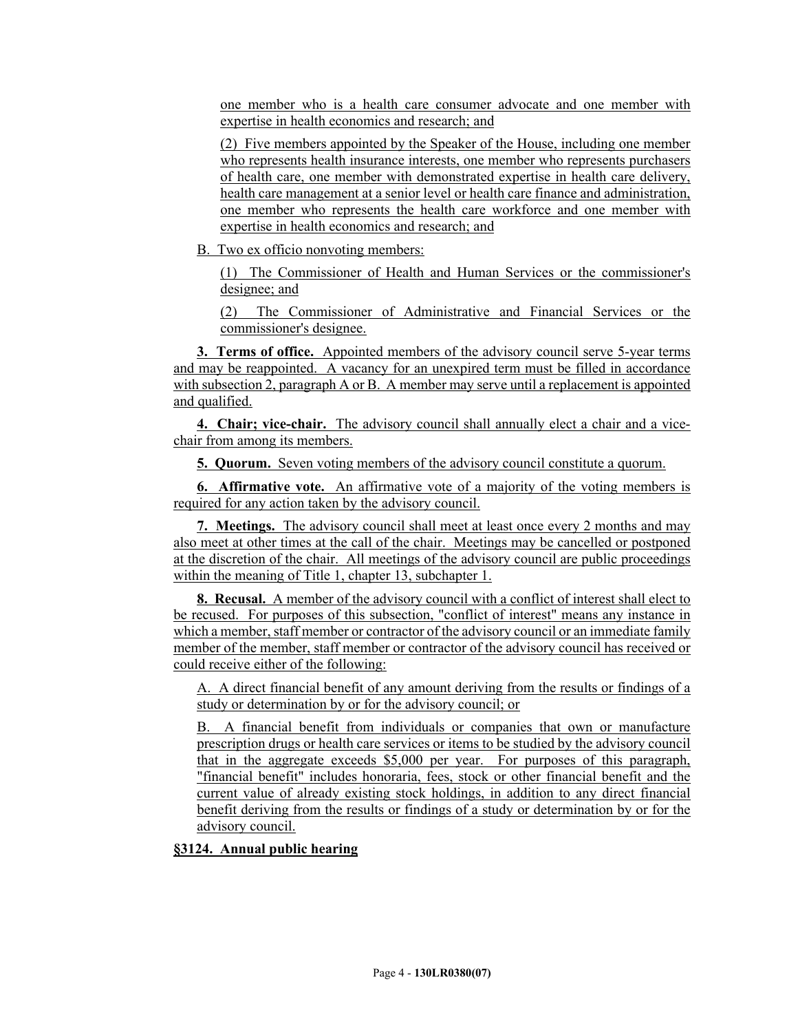one member who is a health care consumer advocate and one member with expertise in health economics and research; and

(2) Five members appointed by the Speaker of the House, including one member who represents health insurance interests, one member who represents purchasers of health care, one member with demonstrated expertise in health care delivery, health care management at a senior level or health care finance and administration, one member who represents the health care workforce and one member with expertise in health economics and research; and

B. Two ex officio nonvoting members:

(1) The Commissioner of Health and Human Services or the commissioner's designee; and

(2) The Commissioner of Administrative and Financial Services or the commissioner's designee.

**3. Terms of office.** Appointed members of the advisory council serve 5-year terms and may be reappointed. A vacancy for an unexpired term must be filled in accordance with subsection 2, paragraph A or B. A member may serve until a replacement is appointed and qualified.

**4. Chair; vice-chair.** The advisory council shall annually elect a chair and a vice-chair from among its members.

**5. Quorum.** Seven voting members of the advisory council constitute a quorum.

**6. Affirmative vote.** An affirmative vote of a majority of the voting members is required for any action taken by the advisory council.

**7. Meetings.** The advisory council shall meet at least once every 2 months and may also meet at other times at the call of the chair. Meetings may be cancelled or postponed at the discretion of the chair. All meetings of the advisory council are public proceedings within the meaning of Title 1, chapter 13, subchapter 1.

**8. Recusal.** A member of the advisory council with a conflict of interest shall elect to be recused. For purposes of this subsection, "conflict of interest" means any instance in which a member, staff member or contractor of the advisory council or an immediate family member of the member, staff member or contractor of the advisory council has received or could receive either of the following:

A. A direct financial benefit of any amount deriving from the results or findings of a study or determination by or for the advisory council; or

B. A financial benefit from individuals or companies that own or manufacture prescription drugs or health care services or items to be studied by the advisory council that in the aggregate exceeds $5,000 per year. For purposes of this paragraph, "financial benefit" includes honoraria, fees, stock or other financial benefit and the current value of already existing stock holdings, in addition to any direct financial benefit deriving from the results or findings of a study or determination by or for the advisory council.

**§3124. Annual public hearing**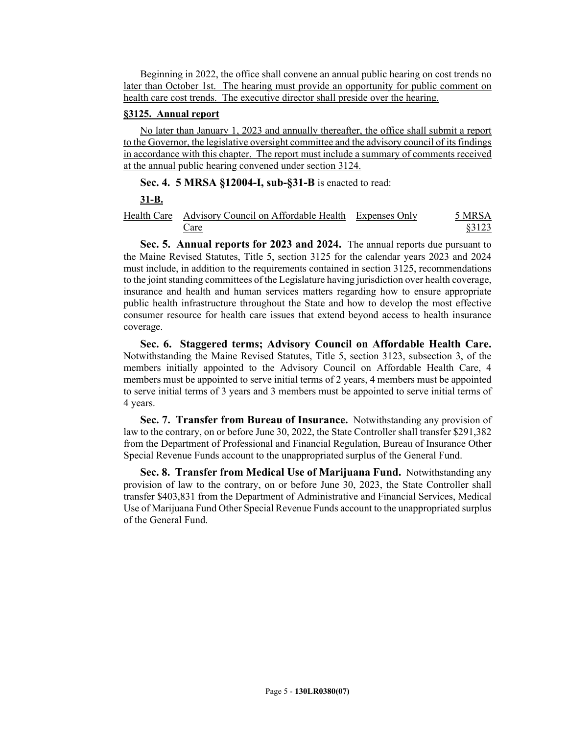Beginning in 2022, the office shall convene an annual public hearing on cost trends no later than October 1st. The hearing must provide an opportunity for public comment on health care cost trends. The executive director shall preside over the hearing.

**§3125. Annual report**

No later than January 1, 2023 and annually thereafter, the office shall submit a report to the Governor, the legislative oversight committee and the advisory council of its findings in accordance with this chapter. The report must include a summary of comments received at the annual public hearing convened under section 3124.

**Sec. 4. 5 MRSA §12004-I, sub-§31-B** is enacted to read:

**31-B.**

| | | | |
|---|---|---|---|
| Health Care | Advisory Council on Affordable Health Care | Expenses Only | 5 MRSA §3123 |

**Sec. 5. Annual reports for 2023 and 2024.** The annual reports due pursuant to the Maine Revised Statutes, Title 5, section 3125 for the calendar years 2023 and 2024 must include, in addition to the requirements contained in section 3125, recommendations to the joint standing committees of the Legislature having jurisdiction over health coverage, insurance and health and human services matters regarding how to ensure appropriate public health infrastructure throughout the State and how to develop the most effective consumer resource for health care issues that extend beyond access to health insurance coverage.

**Sec. 6. Staggered terms; Advisory Council on Affordable Health Care.** Notwithstanding the Maine Revised Statutes, Title 5, section 3123, subsection 3, of the members initially appointed to the Advisory Council on Affordable Health Care, 4 members must be appointed to serve initial terms of 2 years, 4 members must be appointed to serve initial terms of 3 years and 3 members must be appointed to serve initial terms of 4 years.

**Sec. 7. Transfer from Bureau of Insurance.** Notwithstanding any provision of law to the contrary, on or before June 30, 2022, the State Controller shall transfer $291,382 from the Department of Professional and Financial Regulation, Bureau of Insurance Other Special Revenue Funds account to the unappropriated surplus of the General Fund.

**Sec. 8. Transfer from Medical Use of Marijuana Fund.** Notwithstanding any provision of law to the contrary, on or before June 30, 2023, the State Controller shall transfer $403,831 from the Department of Administrative and Financial Services, Medical Use of Marijuana Fund Other Special Revenue Funds account to the unappropriated surplus of the General Fund.